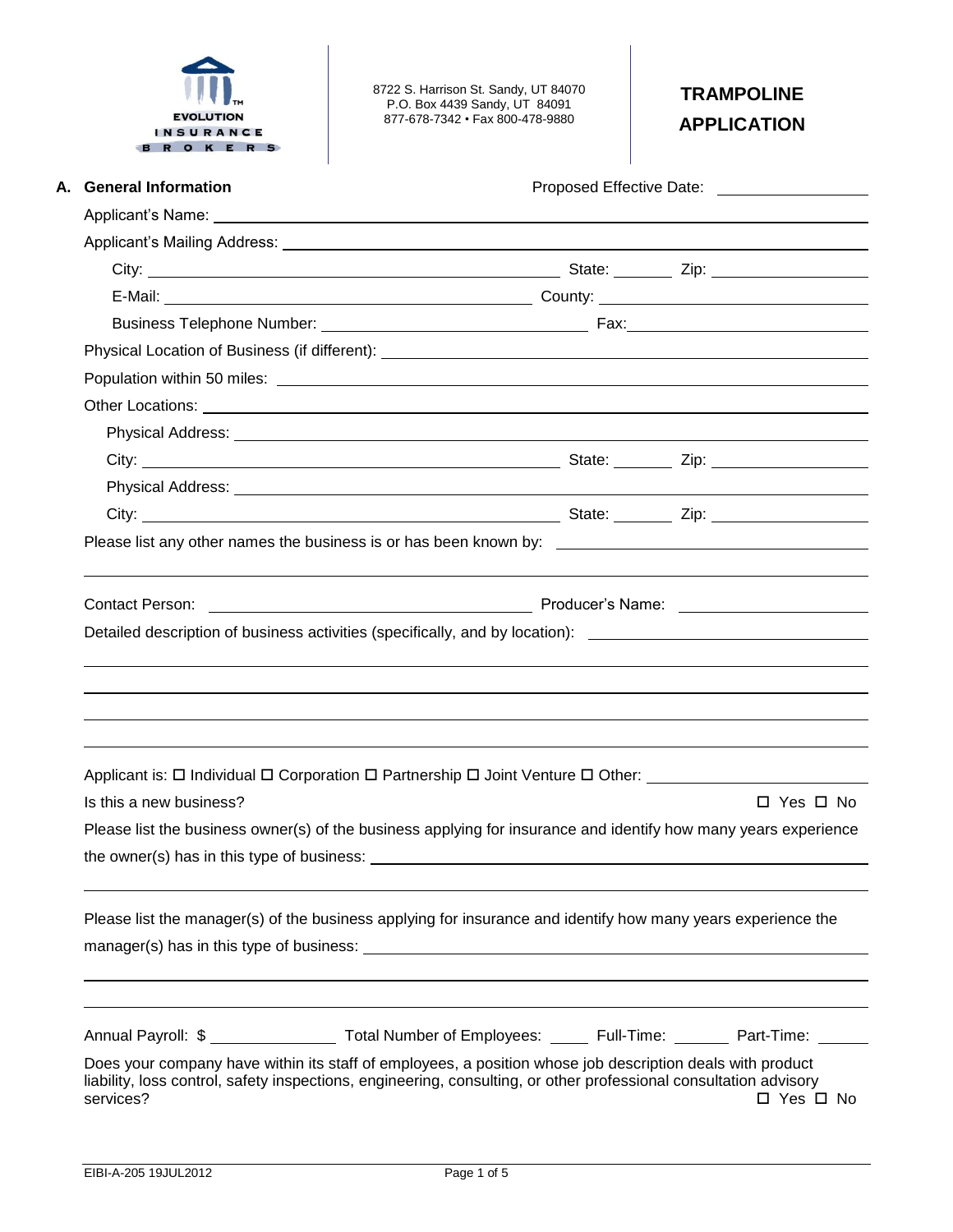EVOLUTION INSURANCE BROKERS

8722 S. Harrison St. Sandy, UT 84070
P.O. Box 4439 Sandy, UT 84091
877-678-7342 • Fax 800-478-9880

# TRAMPOLINE APPLICATION

## A. General Information

Proposed Effective Date: ____________

Applicant's Name: ____________

Applicant's Mailing Address: ____________

City: ____________ State: ______ Zip: ____________

E-Mail: ____________ County: ____________

Business Telephone Number: ____________ Fax: ____________

Physical Location of Business (if different): ____________

Population within 50 miles: ____________

Other Locations: ____________

Physical Address: ____________

City: ____________ State: ______ Zip: ____________

Physical Address: ____________

City: ____________ State: ______ Zip: ____________

Please list any other names the business is or has been known by: ____________

Contact Person: ____________ Producer's Name: ____________

Detailed description of business activities (specifically, and by location): ____________

Applicant is: ☐ Individual ☐ Corporation ☐ Partnership ☐ Joint Venture ☐ Other: ____________

Is this a new business? ☐ Yes ☐ No

Please list the business owner(s) of the business applying for insurance and identify how many years experience the owner(s) has in this type of business: ____________

Please list the manager(s) of the business applying for insurance and identify how many years experience the manager(s) has in this type of business: ____________

Annual Payroll: $ ____________ Total Number of Employees: ______ Full-Time: ______ Part-Time: ______

Does your company have within its staff of employees, a position whose job description deals with product liability, loss control, safety inspections, engineering, consulting, or other professional consultation advisory services? ☐ Yes ☐ No

EIBI-A-205 19JUL2012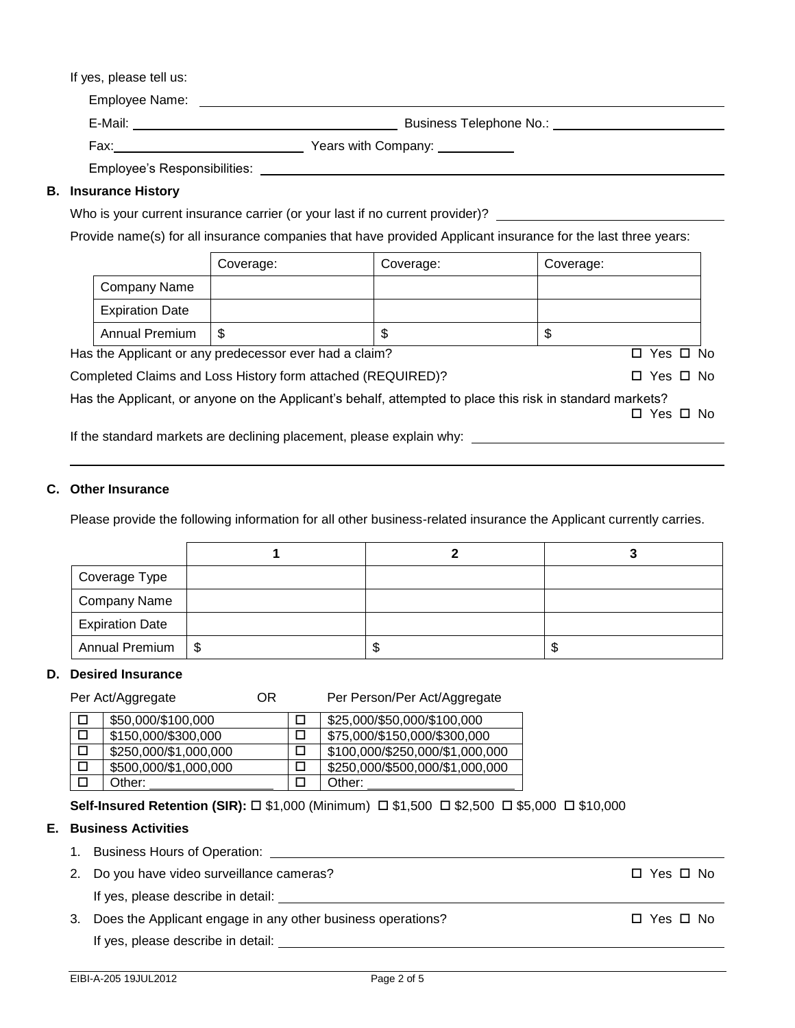If yes, please tell us:

Employee Name: ______________________________

E-Mail: ______________________ Business Telephone No.: ______________________

Fax: ______________________ Years with Company: __________

Employee's Responsibilities: ______________________________

## B. Insurance History

Who is your current insurance carrier (or your last if no current provider)? ______________________

Provide name(s) for all insurance companies that have provided Applicant insurance for the last three years:

| | Coverage: | Coverage: | Coverage: |
|---|---|---|---|
| Company Name | | | |
| Expiration Date | | | |
| Annual Premium | $ | $ | $ |

Has the Applicant or any predecessor ever had a claim? ☐ Yes ☐ No

Completed Claims and Loss History form attached (REQUIRED)? ☐ Yes ☐ No

Has the Applicant, or anyone on the Applicant's behalf, attempted to place this risk in standard markets? ☐ Yes ☐ No

If the standard markets are declining placement, please explain why: ______________________

## C. Other Insurance

Please provide the following information for all other business-related insurance the Applicant currently carries.

| | 1 | 2 | 3 |
|---|---|---|---|
| Coverage Type | | | |
| Company Name | | | |
| Expiration Date | | | |
| Annual Premium | $ | $ | $ |

## D. Desired Insurance

| Per Act/Aggregate | | OR | Per Person/Per Act/Aggregate |
|---|---|---|---|
| ☐ | $50,000/$100,000 | ☐ | $25,000/$50,000/$100,000 |
| ☐ | $150,000/$300,000 | ☐ | $75,000/$150,000/$300,000 |
| ☐ | $250,000/$1,000,000 | ☐ | $100,000/$250,000/$1,000,000 |
| ☐ | $500,000/$1,000,000 | ☐ | $250,000/$500,000/$1,000,000 |
| ☐ | Other: __________ | ☐ | Other: __________ |

**Self-Insured Retention (SIR):** ☐ $1,000 (Minimum) ☐ $1,500 ☐ $2,500 ☐ $5,000 ☐ $10,000

## E. Business Activities

1. Business Hours of Operation: ______________________________
2. Do you have video surveillance cameras? ☐ Yes ☐ No

   If yes, please describe in detail: ______________________________
3. Does the Applicant engage in any other business operations? ☐ Yes ☐ No

   If yes, please describe in detail: ______________________________

EIBI-A-205 19JUL2012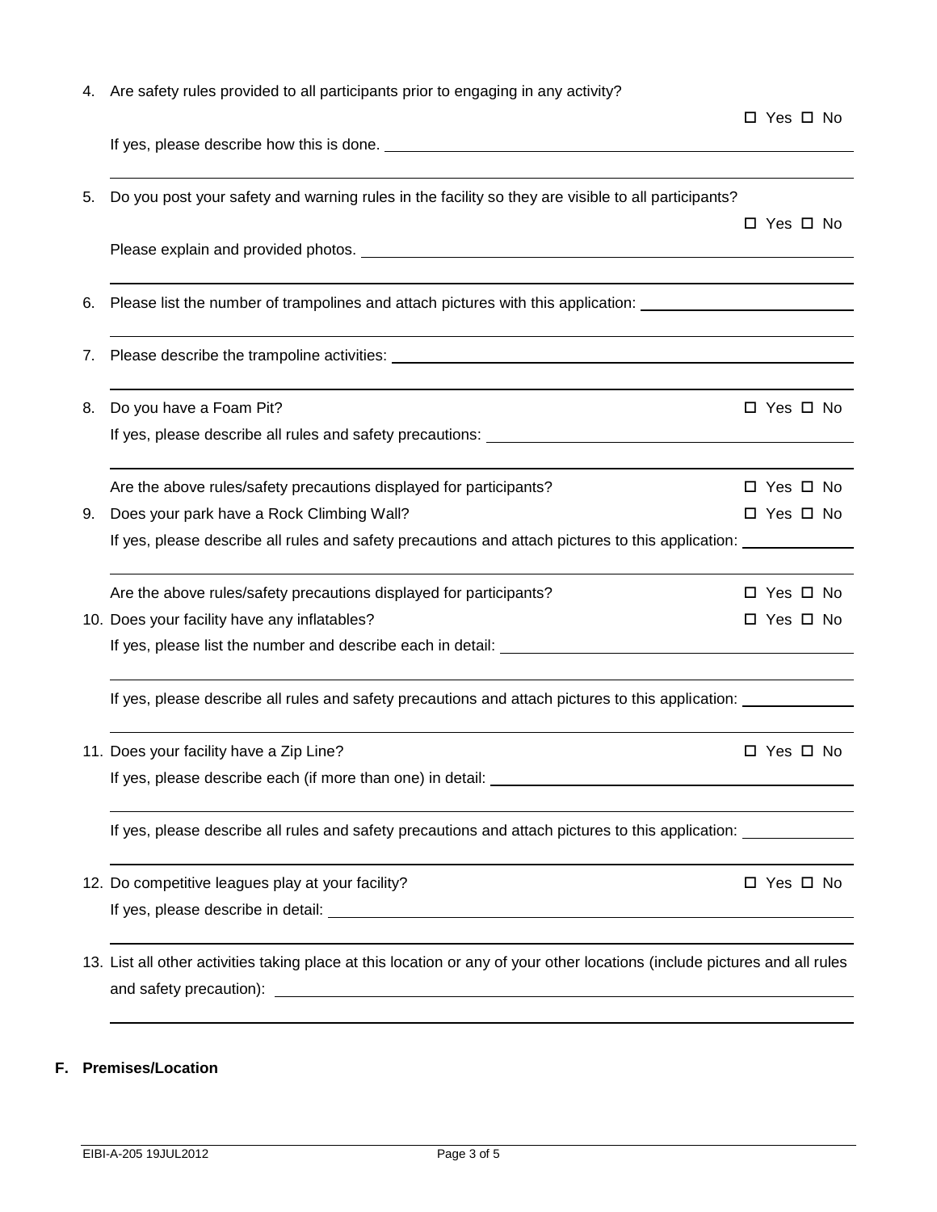4. Are safety rules provided to all participants prior to engaging in any activity?

   ☐ Yes ☐ No

   If yes, please describe how this is done. ______________________________________________

   ______________________________________________________________________________

5. Do you post your safety and warning rules in the facility so they are visible to all participants?

   ☐ Yes ☐ No

   Please explain and provided photos. ______________________________________________

   ______________________________________________________________________________

6. Please list the number of trampolines and attach pictures with this application: ____________________

   ______________________________________________________________________________

7. Please describe the trampoline activities: ______________________________________________

   ______________________________________________________________________________

8. Do you have a Foam Pit? ☐ Yes ☐ No

   If yes, please describe all rules and safety precautions: ______________________________________________

   ______________________________________________________________________________

   Are the above rules/safety precautions displayed for participants? ☐ Yes ☐ No

9. Does your park have a Rock Climbing Wall? ☐ Yes ☐ No

   If yes, please describe all rules and safety precautions and attach pictures to this application: __________

   ______________________________________________________________________________

   Are the above rules/safety precautions displayed for participants? ☐ Yes ☐ No

10. Does your facility have any inflatables? ☐ Yes ☐ No

    If yes, please list the number and describe each in detail: ______________________________________________

    ______________________________________________________________________________

    If yes, please describe all rules and safety precautions and attach pictures to this application: __________

    ______________________________________________________________________________

11. Does your facility have a Zip Line? ☐ Yes ☐ No

    If yes, please describe each (if more than one) in detail: ______________________________________________

    ______________________________________________________________________________

    If yes, please describe all rules and safety precautions and attach pictures to this application: __________

    ______________________________________________________________________________

12. Do competitive leagues play at your facility? ☐ Yes ☐ No

    If yes, please describe in detail: ______________________________________________

    ______________________________________________________________________________

13. List all other activities taking place at this location or any of your other locations (include pictures and all rules and safety precaution): ______________________________________________

    ______________________________________________________________________________

**F. Premises/Location**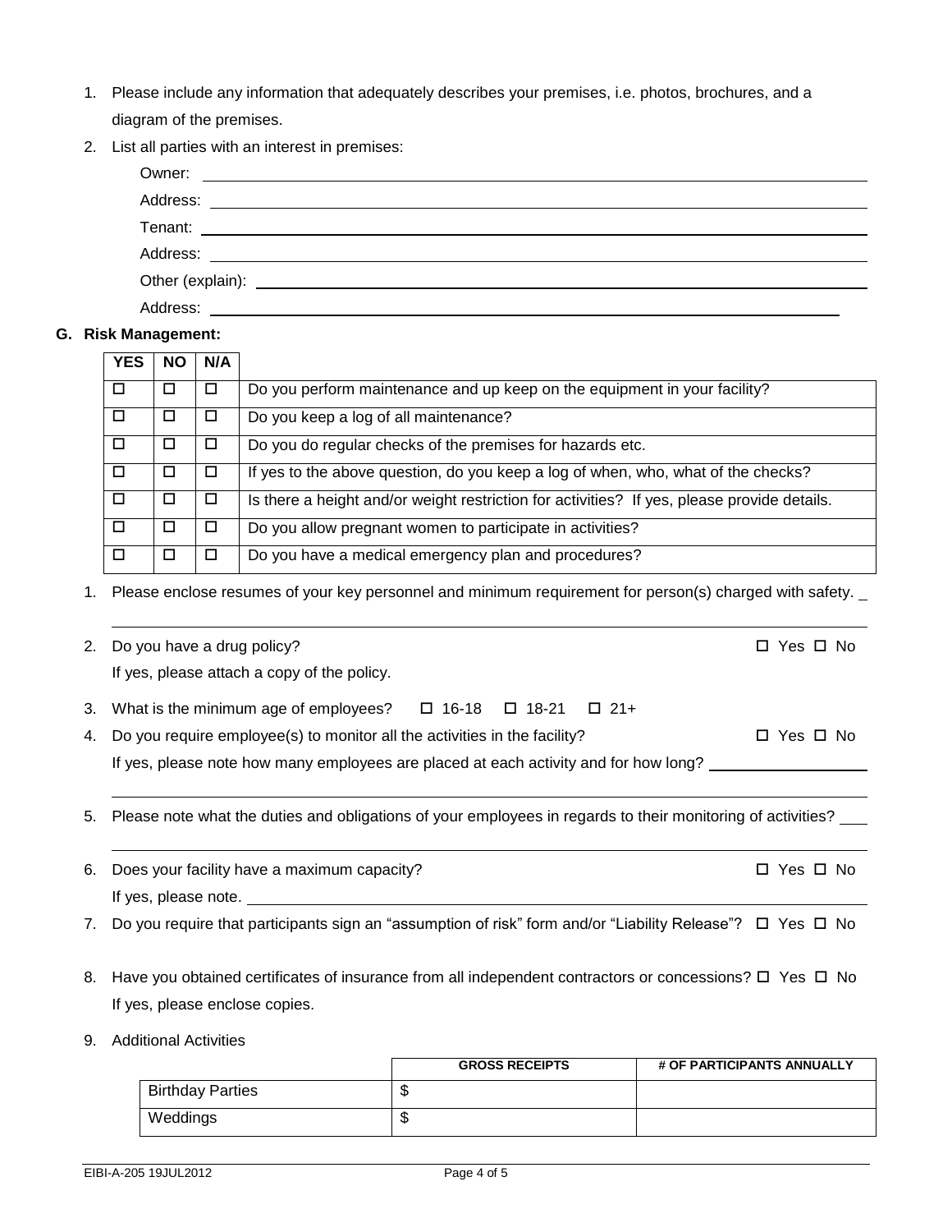1. Please include any information that adequately describes your premises, i.e. photos, brochures, and a diagram of the premises.
2. List all parties with an interest in premises:

   Owner: ______________________________

   Address: ______________________________

   Tenant: ______________________________

   Address: ______________________________

   Other (explain): ______________________________

   Address: ______________________________

## G. Risk Management:

| YES | NO | N/A | |
|---|---|---|---|
| ☐ | ☐ | ☐ | Do you perform maintenance and up keep on the equipment in your facility? |
| ☐ | ☐ | ☐ | Do you keep a log of all maintenance? |
| ☐ | ☐ | ☐ | Do you do regular checks of the premises for hazards etc. |
| ☐ | ☐ | ☐ | If yes to the above question, do you keep a log of when, who, what of the checks? |
| ☐ | ☐ | ☐ | Is there a height and/or weight restriction for activities? If yes, please provide details. |
| ☐ | ☐ | ☐ | Do you allow pregnant women to participate in activities? |
| ☐ | ☐ | ☐ | Do you have a medical emergency plan and procedures? |

1. Please enclose resumes of your key personnel and minimum requirement for person(s) charged with safety. ______________________________
2. Do you have a drug policy? ☐ Yes ☐ No

   If yes, please attach a copy of the policy.
3. What is the minimum age of employees? ☐ 16-18 ☐ 18-21 ☐ 21+
4. Do you require employee(s) to monitor all the activities in the facility? ☐ Yes ☐ No

   If yes, please note how many employees are placed at each activity and for how long? ______________________________
5. Please note what the duties and obligations of your employees in regards to their monitoring of activities? ______________________________
6. Does your facility have a maximum capacity? ☐ Yes ☐ No

   If yes, please note. ______________________________
7. Do you require that participants sign an "assumption of risk" form and/or "Liability Release"? ☐ Yes ☐ No
8. Have you obtained certificates of insurance from all independent contractors or concessions? ☐ Yes ☐ No

   If yes, please enclose copies.
9. Additional Activities

| | GROSS RECEIPTS | # OF PARTICIPANTS ANNUALLY |
|---|---|---|
| Birthday Parties | $ | |
| Weddings | $ | |

EIBI-A-205 19JUL2012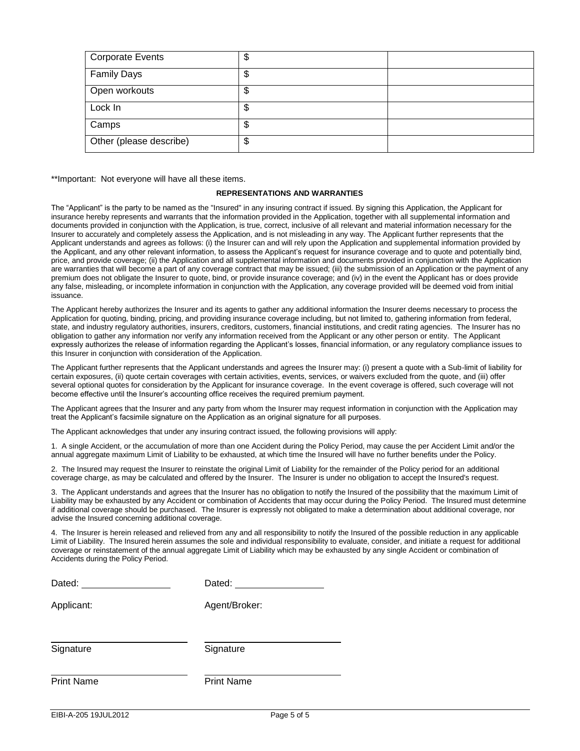| | | |
|---|---|---|
| Corporate Events | $ | |
| Family Days | $ | |
| Open workouts | $ | |
| Lock In | $ | |
| Camps | $ | |
| Other (please describe) | $ | |

**Important: Not everyone will have all these items.

**REPRESENTATIONS AND WARRANTIES**

The "Applicant" is the party to be named as the "Insured" in any insuring contract if issued. By signing this Application, the Applicant for insurance hereby represents and warrants that the information provided in the Application, together with all supplemental information and documents provided in conjunction with the Application, is true, correct, inclusive of all relevant and material information necessary for the Insurer to accurately and completely assess the Application, and is not misleading in any way. The Applicant further represents that the Applicant understands and agrees as follows: (i) the Insurer can and will rely upon the Application and supplemental information provided by the Applicant, and any other relevant information, to assess the Applicant's request for insurance coverage and to quote and potentially bind, price, and provide coverage; (ii) the Application and all supplemental information and documents provided in conjunction with the Application are warranties that will become a part of any coverage contract that may be issued; (iii) the submission of an Application or the payment of any premium does not obligate the Insurer to quote, bind, or provide insurance coverage; and (iv) in the event the Applicant has or does provide any false, misleading, or incomplete information in conjunction with the Application, any coverage provided will be deemed void from initial issuance.

The Applicant hereby authorizes the Insurer and its agents to gather any additional information the Insurer deems necessary to process the Application for quoting, binding, pricing, and providing insurance coverage including, but not limited to, gathering information from federal, state, and industry regulatory authorities, insurers, creditors, customers, financial institutions, and credit rating agencies. The Insurer has no obligation to gather any information nor verify any information received from the Applicant or any other person or entity. The Applicant expressly authorizes the release of information regarding the Applicant's losses, financial information, or any regulatory compliance issues to this Insurer in conjunction with consideration of the Application.

The Applicant further represents that the Applicant understands and agrees the Insurer may: (i) present a quote with a Sub-limit of liability for certain exposures, (ii) quote certain coverages with certain activities, events, services, or waivers excluded from the quote, and (iii) offer several optional quotes for consideration by the Applicant for insurance coverage. In the event coverage is offered, such coverage will not become effective until the Insurer's accounting office receives the required premium payment.

The Applicant agrees that the Insurer and any party from whom the Insurer may request information in conjunction with the Application may treat the Applicant's facsimile signature on the Application as an original signature for all purposes.

The Applicant acknowledges that under any insuring contract issued, the following provisions will apply:

1. A single Accident, or the accumulation of more than one Accident during the Policy Period, may cause the per Accident Limit and/or the annual aggregate maximum Limit of Liability to be exhausted, at which time the Insured will have no further benefits under the Policy.

2. The Insured may request the Insurer to reinstate the original Limit of Liability for the remainder of the Policy period for an additional coverage charge, as may be calculated and offered by the Insurer. The Insurer is under no obligation to accept the Insured's request.

3. The Applicant understands and agrees that the Insurer has no obligation to notify the Insured of the possibility that the maximum Limit of Liability may be exhausted by any Accident or combination of Accidents that may occur during the Policy Period. The Insured must determine if additional coverage should be purchased. The Insurer is expressly not obligated to make a determination about additional coverage, nor advise the Insured concerning additional coverage.

4. The Insurer is herein released and relieved from any and all responsibility to notify the Insured of the possible reduction in any applicable Limit of Liability. The Insured herein assumes the sole and individual responsibility to evaluate, consider, and initiate a request for additional coverage or reinstatement of the annual aggregate Limit of Liability which may be exhausted by any single Accident or combination of Accidents during the Policy Period.

Dated: ________________ Dated: ________________

Applicant: Agent/Broker:

________________________ ________________________

Signature Signature

________________________ ________________________

Print Name Print Name

EIBI-A-205 19JUL2012